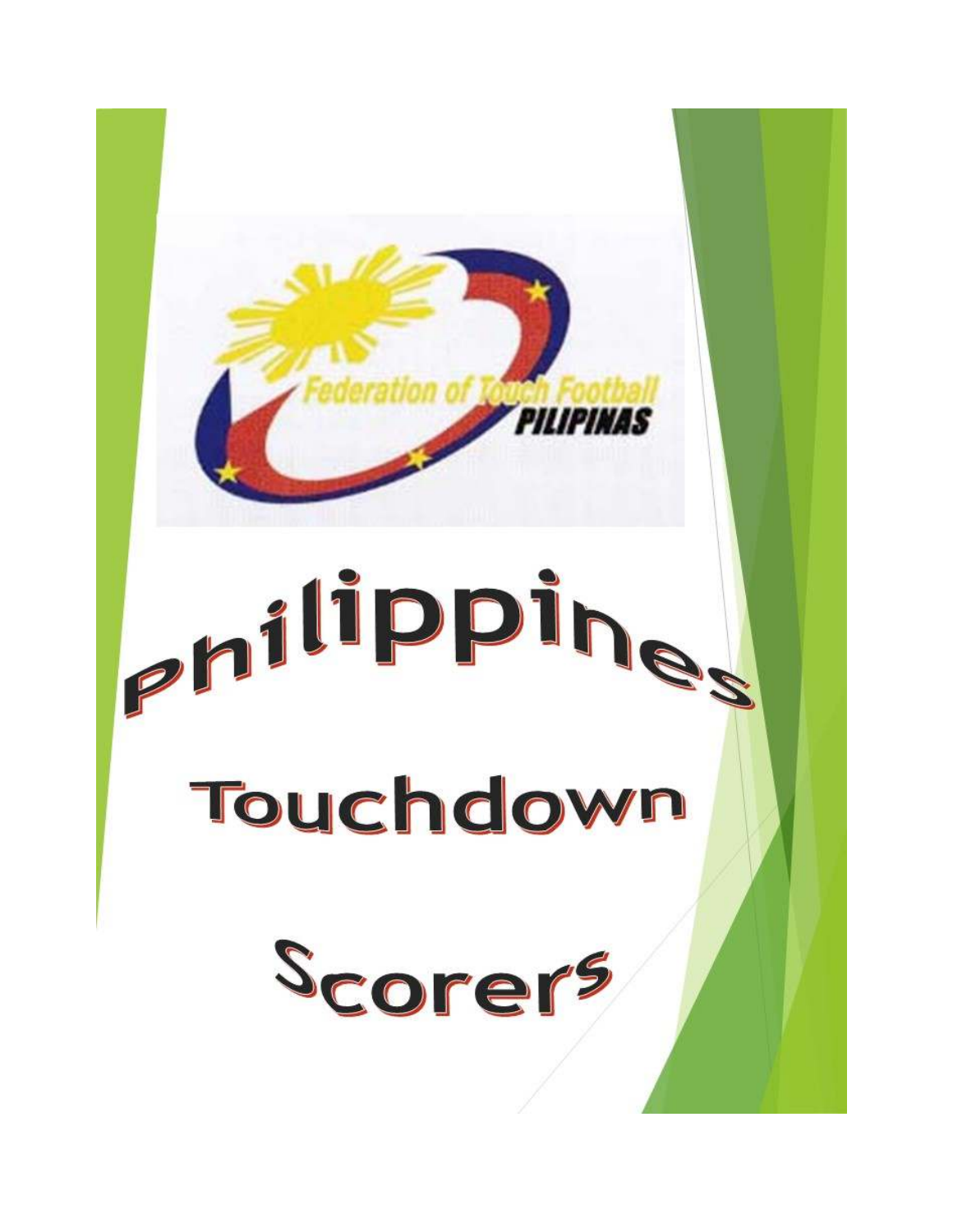Federation of Touch Football PILIPINAS

# Philippines Touchdown Scorers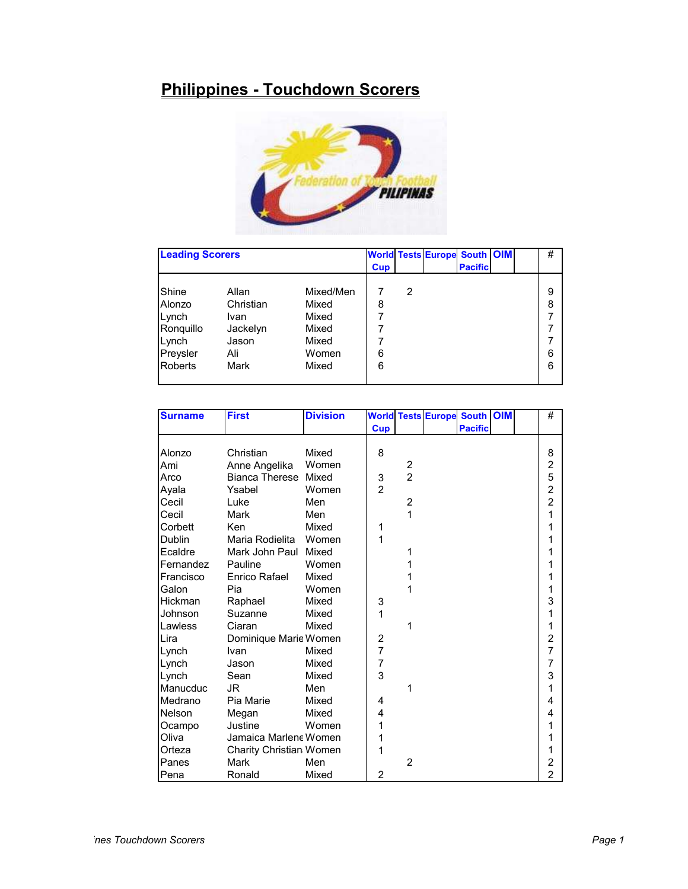# Philippines - Touchdown Scorers

| Leading Scorers | | | World Cup | Tests | Europe | South Pacific | OIM | | # |
|---|---|---|---|---|---|---|---|---|---|
| Shine | Allan | Mixed/Men | 7 | 2 | | | | | 9 |
| Alonzo | Christian | Mixed | 8 | | | | | | 8 |
| Lynch | Ivan | Mixed | 7 | | | | | | 7 |
| Ronquillo | Jackelyn | Mixed | 7 | | | | | | 7 |
| Lynch | Jason | Mixed | 7 | | | | | | 7 |
| Preysler | Ali | Women | 6 | | | | | | 6 |
| Roberts | Mark | Mixed | 6 | | | | | | 6 |

| Surname | First | Division | World Cup | Tests | Europe | South Pacific | OIM | | # |
|---|---|---|---|---|---|---|---|---|---|
| Alonzo | Christian | Mixed | 8 | | | | | | 8 |
| Ami | Anne Angelika | Women | | 2 | | | | | 2 |
| Arco | Bianca Therese | Mixed | 3 | 2 | | | | | 5 |
| Ayala | Ysabel | Women | 2 | | | | | | 2 |
| Cecil | Luke | Men | | 2 | | | | | 2 |
| Cecil | Mark | Men | | 1 | | | | | 1 |
| Corbett | Ken | Mixed | 1 | | | | | | 1 |
| Dublin | Maria Rodielita | Women | 1 | | | | | | 1 |
| Ecaldre | Mark John Paul | Mixed | | 1 | | | | | 1 |
| Fernandez | Pauline | Women | | 1 | | | | | 1 |
| Francisco | Enrico Rafael | Mixed | | 1 | | | | | 1 |
| Galon | Pia | Women | | 1 | | | | | 1 |
| Hickman | Raphael | Mixed | 3 | | | | | | 3 |
| Johnson | Suzanne | Mixed | 1 | | | | | | 1 |
| Lawless | Ciaran | Mixed | | 1 | | | | | 1 |
| Lira | Dominique Marie | Women | 2 | | | | | | 2 |
| Lynch | Ivan | Mixed | 7 | | | | | | 7 |
| Lynch | Jason | Mixed | 7 | | | | | | 7 |
| Lynch | Sean | Mixed | 3 | | | | | | 3 |
| Manucduc | JR | Men | | 1 | | | | | 1 |
| Medrano | Pia Marie | Mixed | 4 | | | | | | 4 |
| Nelson | Megan | Mixed | 4 | | | | | | 4 |
| Ocampo | Justine | Women | 1 | | | | | | 1 |
| Oliva | Jamaica Marlene | Women | 1 | | | | | | 1 |
| Orteza | Charity Christian | Women | 1 | | | | | | 1 |
| Panes | Mark | Men | | 2 | | | | | 2 |
| Pena | Ronald | Mixed | 2 | | | | | | 2 |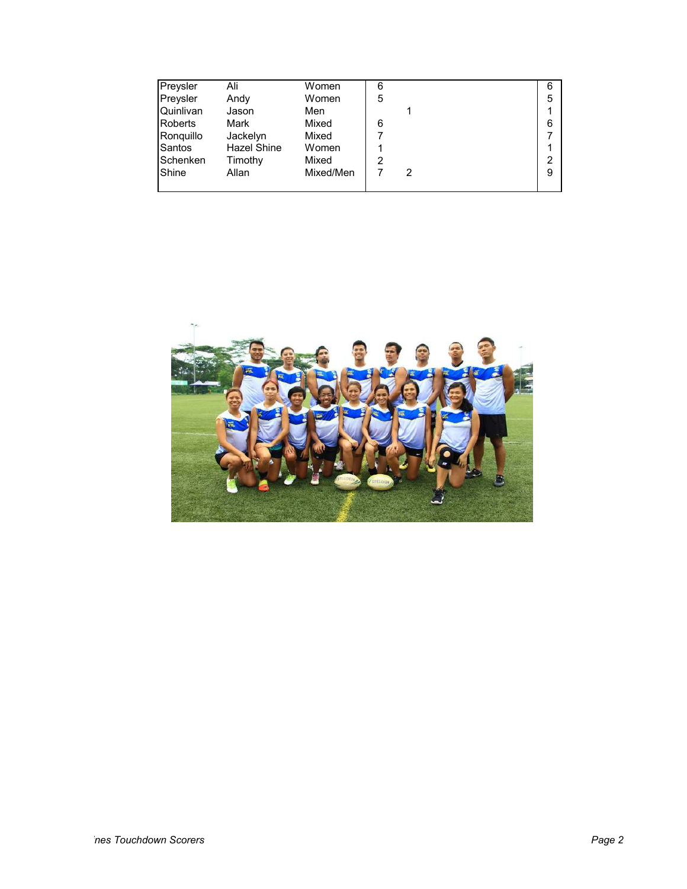| | | | | | |
|---|---|---|---|---|---|
| Preysler | Ali | Women | 6 | | 6 |
| Preysler | Andy | Women | 5 | | 5 |
| Quinlivan | Jason | Men | | 1 | 1 |
| Roberts | Mark | Mixed | 6 | | 6 |
| Ronquillo | Jackelyn | Mixed | 7 | | 7 |
| Santos | Hazel Shine | Women | 1 | | 1 |
| Schenken | Timothy | Mixed | 2 | | 2 |
| Shine | Allan | Mixed/Men | 7 | 2 | 9 |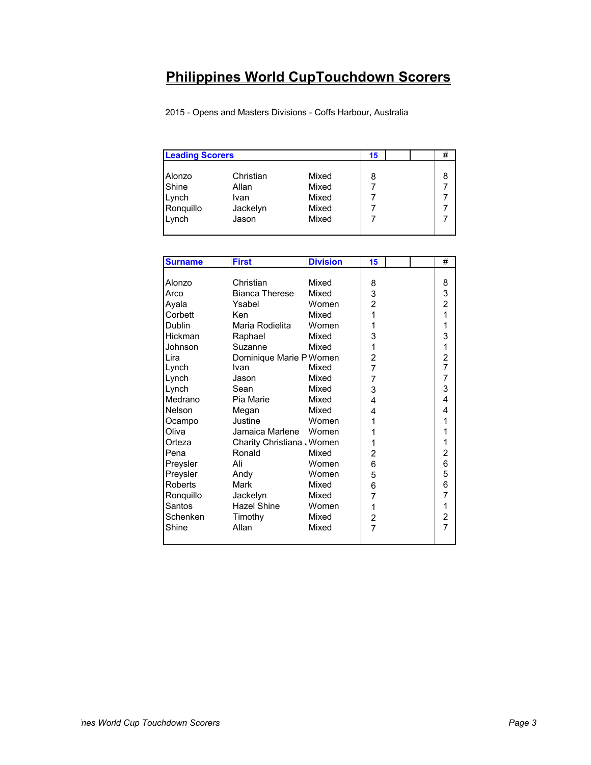# Philippines World CupTouchdown Scorers

2015 - Opens and Masters Divisions - Coffs Harbour, Australia

| Leading Scorers | | | 15 | | | # |
|---|---|---|---|---|---|---|
| Alonzo | Christian | Mixed | 8 | | | 8 |
| Shine | Allan | Mixed | 7 | | | 7 |
| Lynch | Ivan | Mixed | 7 | | | 7 |
| Ronquillo | Jackelyn | Mixed | 7 | | | 7 |
| Lynch | Jason | Mixed | 7 | | | 7 |

| Surname | First | Division | 15 | | | # |
|---|---|---|---|---|---|---|
| Alonzo | Christian | Mixed | 8 | | | 8 |
| Arco | Bianca Therese | Mixed | 3 | | | 3 |
| Ayala | Ysabel | Women | 2 | | | 2 |
| Corbett | Ken | Mixed | 1 | | | 1 |
| Dublin | Maria Rodielita | Women | 1 | | | 1 |
| Hickman | Raphael | Mixed | 3 | | | 3 |
| Johnson | Suzanne | Mixed | 1 | | | 1 |
| Lira | Dominique Marie P | Women | 2 | | | 2 |
| Lynch | Ivan | Mixed | 7 | | | 7 |
| Lynch | Jason | Mixed | 7 | | | 7 |
| Lynch | Sean | Mixed | 3 | | | 3 |
| Medrano | Pia Marie | Mixed | 4 | | | 4 |
| Nelson | Megan | Mixed | 4 | | | 4 |
| Ocampo | Justine | Women | 1 | | | 1 |
| Oliva | Jamaica Marlene | Women | 1 | | | 1 |
| Orteza | Charity Christiana | Women | 1 | | | 1 |
| Pena | Ronald | Mixed | 2 | | | 2 |
| Preysler | Ali | Women | 6 | | | 6 |
| Preysler | Andy | Women | 5 | | | 5 |
| Roberts | Mark | Mixed | 6 | | | 6 |
| Ronquillo | Jackelyn | Mixed | 7 | | | 7 |
| Santos | Hazel Shine | Women | 1 | | | 1 |
| Schenken | Timothy | Mixed | 2 | | | 2 |
| Shine | Allan | Mixed | 7 | | | 7 |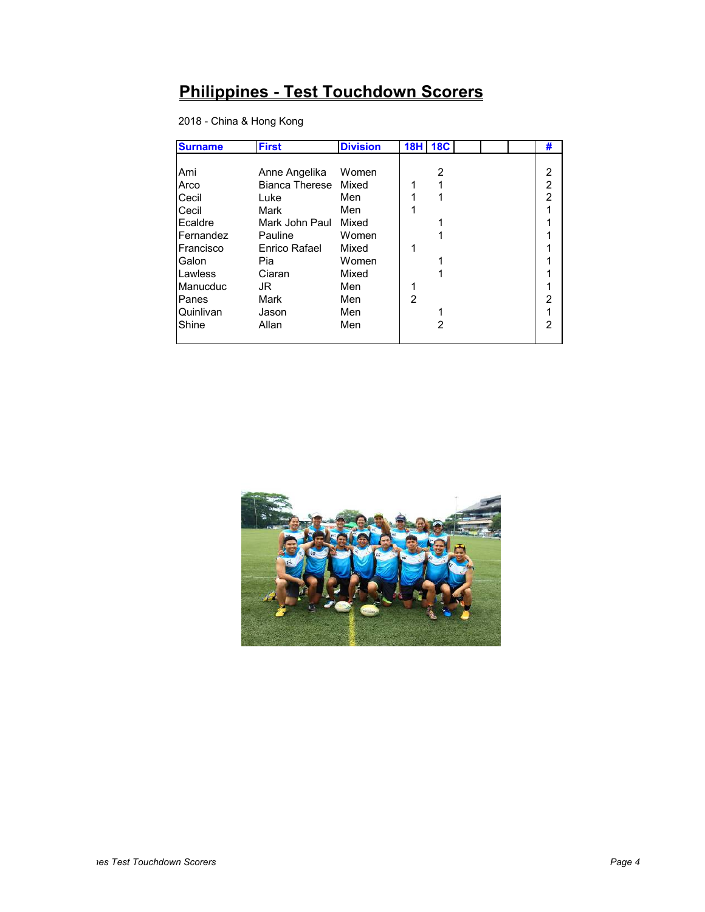## Philippines - Test Touchdown Scorers

2018 - China & Hong Kong

| Surname | First | Division | 18H | 18C | | | | # |
|---|---|---|---|---|---|---|---|---|
| Ami | Anne Angelika | Women | | 2 | | | | 2 |
| Arco | Bianca Therese | Mixed | 1 | 1 | | | | 2 |
| Cecil | Luke | Men | 1 | 1 | | | | 2 |
| Cecil | Mark | Men | 1 | | | | | 1 |
| Ecaldre | Mark John Paul | Mixed | | 1 | | | | 1 |
| Fernandez | Pauline | Women | | 1 | | | | 1 |
| Francisco | Enrico Rafael | Mixed | 1 | | | | | 1 |
| Galon | Pia | Women | | 1 | | | | 1 |
| Lawless | Ciaran | Mixed | | 1 | | | | 1 |
| Manucduc | JR | Men | 1 | | | | | 1 |
| Panes | Mark | Men | 2 | | | | | 2 |
| Quinlivan | Jason | Men | | 1 | | | | 1 |
| Shine | Allan | Men | | 2 | | | | 2 |